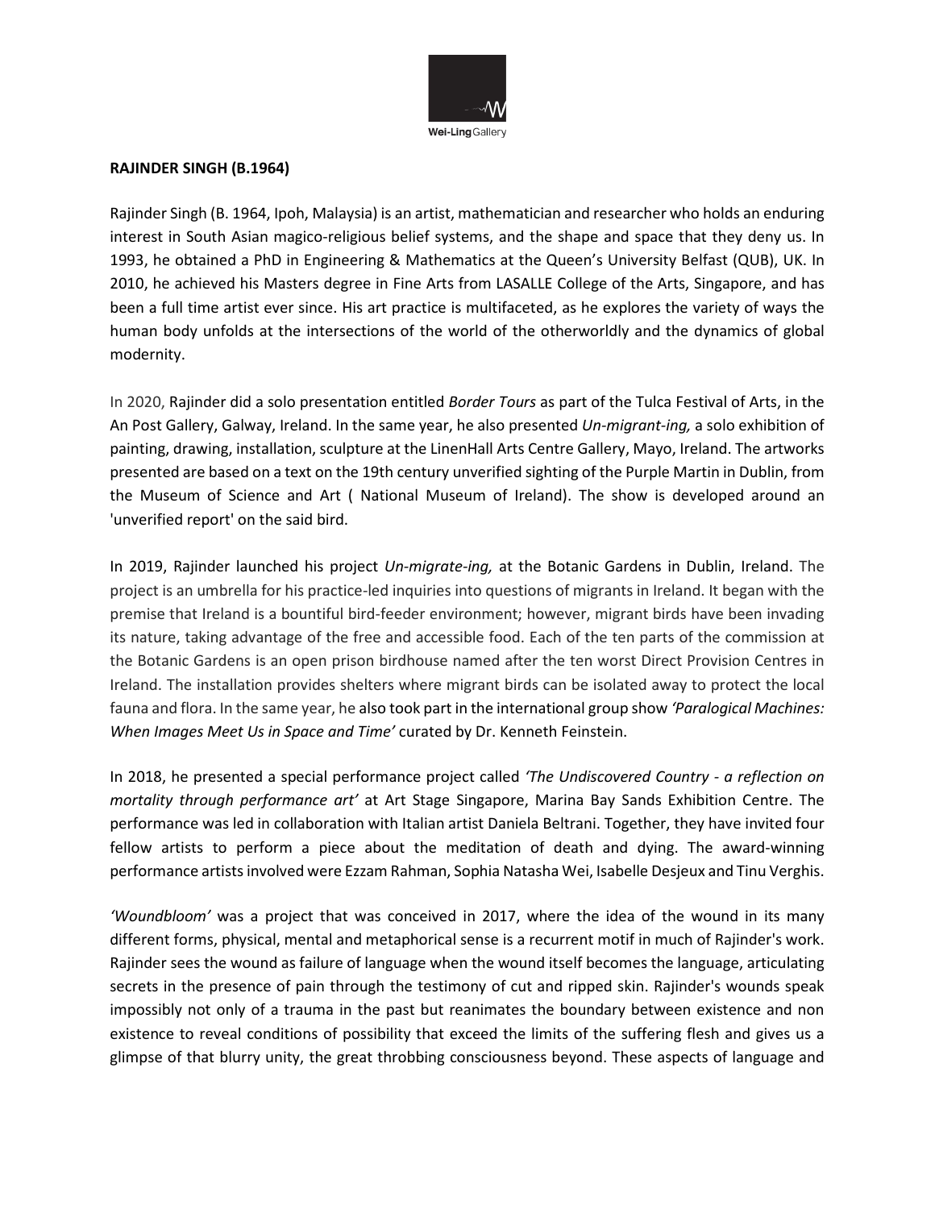**RAJINDER SINGH (B.1964)**

Rajinder Singh (B. 1964, Ipoh, Malaysia) is an artist, mathematician and researcher who holds an enduring interest in South Asian magico-religious belief systems, and the shape and space that they deny us. In 1993, he obtained a PhD in Engineering & Mathematics at the Queen's University Belfast (QUB), UK. In 2010, he achieved his Masters degree in Fine Arts from LASALLE College of the Arts, Singapore, and has been a full time artist ever since. His art practice is multifaceted, as he explores the variety of ways the human body unfolds at the intersections of the world of the otherworldly and the dynamics of global modernity.

In 2020, Rajinder did a solo presentation entitled *Border Tours* as part of the Tulca Festival of Arts, in the An Post Gallery, Galway, Ireland. In the same year, he also presented *Un-migrant-ing,* a solo exhibition of painting, drawing, installation, sculpture at the LinenHall Arts Centre Gallery, Mayo, Ireland. The artworks presented are based on a text on the 19th century unverified sighting of the Purple Martin in Dublin, from the Museum of Science and Art ( National Museum of Ireland). The show is developed around an 'unverified report' on the said bird.

In 2019, Rajinder launched his project *Un-migrate-ing,* at the Botanic Gardens in Dublin, Ireland. The project is an umbrella for his practice-led inquiries into questions of migrants in Ireland. It began with the premise that Ireland is a bountiful bird-feeder environment; however, migrant birds have been invading its nature, taking advantage of the free and accessible food. Each of the ten parts of the commission at the Botanic Gardens is an open prison birdhouse named after the ten worst Direct Provision Centres in Ireland. The installation provides shelters where migrant birds can be isolated away to protect the local fauna and flora. In the same year, he also took part in the international group show *'Paralogical Machines: When Images Meet Us in Space and Time'* curated by Dr. Kenneth Feinstein.

In 2018, he presented a special performance project called *'The Undiscovered Country - a reflection on mortality through performance art'* at Art Stage Singapore, Marina Bay Sands Exhibition Centre. The performance was led in collaboration with Italian artist Daniela Beltrani. Together, they have invited four fellow artists to perform a piece about the meditation of death and dying. The award-winning performance artists involved were Ezzam Rahman, Sophia Natasha Wei, Isabelle Desjeux and Tinu Verghis.

*'Woundbloom'* was a project that was conceived in 2017, where the idea of the wound in its many different forms, physical, mental and metaphorical sense is a recurrent motif in much of Rajinder's work. Rajinder sees the wound as failure of language when the wound itself becomes the language, articulating secrets in the presence of pain through the testimony of cut and ripped skin. Rajinder's wounds speak impossibly not only of a trauma in the past but reanimates the boundary between existence and non existence to reveal conditions of possibility that exceed the limits of the suffering flesh and gives us a glimpse of that blurry unity, the great throbbing consciousness beyond. These aspects of language and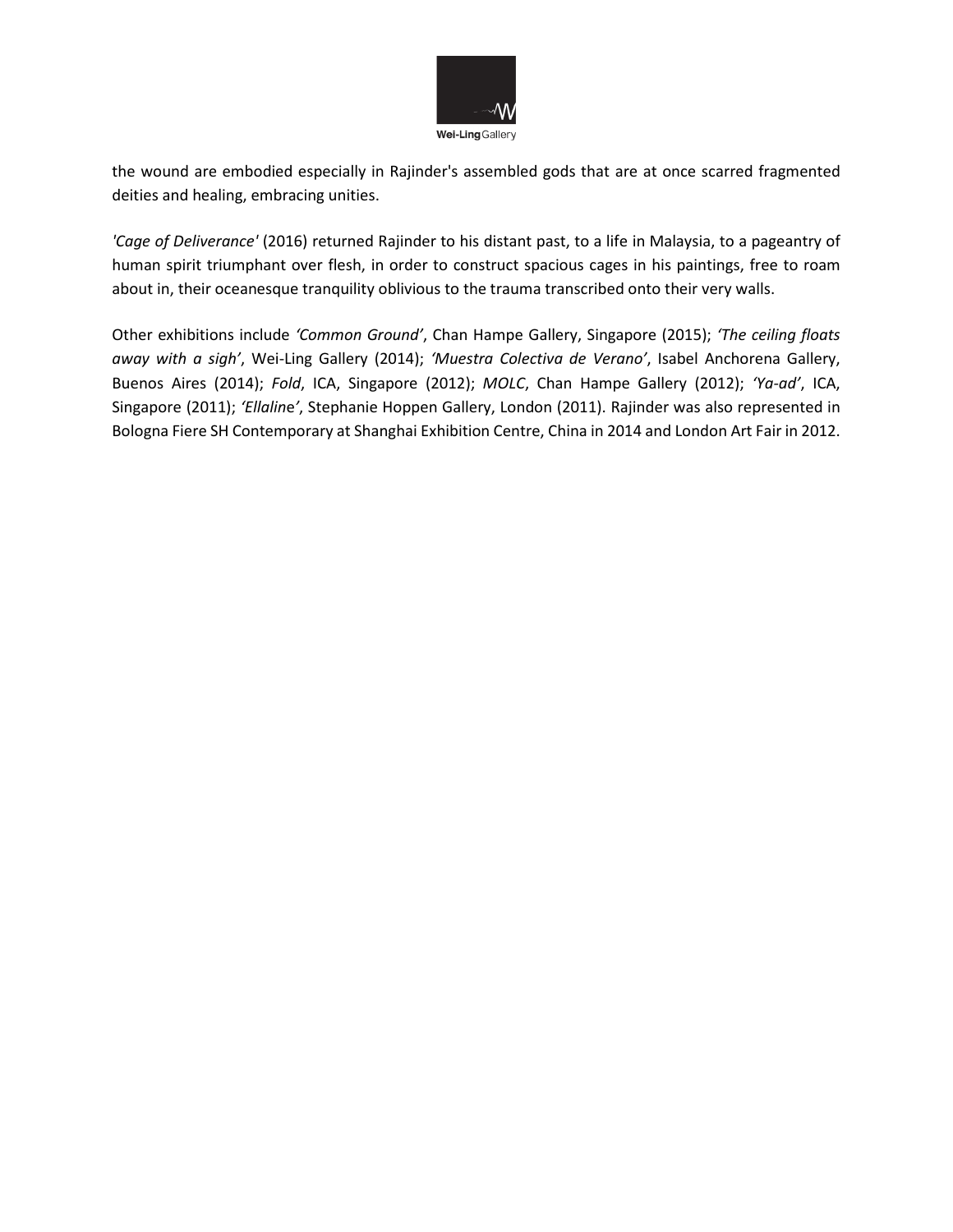the wound are embodied especially in Rajinder's assembled gods that are at once scarred fragmented deities and healing, embracing unities.

*'Cage of Deliverance'* (2016) returned Rajinder to his distant past, to a life in Malaysia, to a pageantry of human spirit triumphant over flesh, in order to construct spacious cages in his paintings, free to roam about in, their oceanesque tranquility oblivious to the trauma transcribed onto their very walls.

Other exhibitions include *'Common Ground'*, Chan Hampe Gallery, Singapore (2015); *'The ceiling floats away with a sigh'*, Wei-Ling Gallery (2014); *'Muestra Colectiva de Verano'*, Isabel Anchorena Gallery, Buenos Aires (2014); *Fold*, ICA, Singapore (2012); *MOLC*, Chan Hampe Gallery (2012); *'Ya-ad'*, ICA, Singapore (2011); *'Ellaline'*, Stephanie Hoppen Gallery, London (2011). Rajinder was also represented in Bologna Fiere SH Contemporary at Shanghai Exhibition Centre, China in 2014 and London Art Fair in 2012.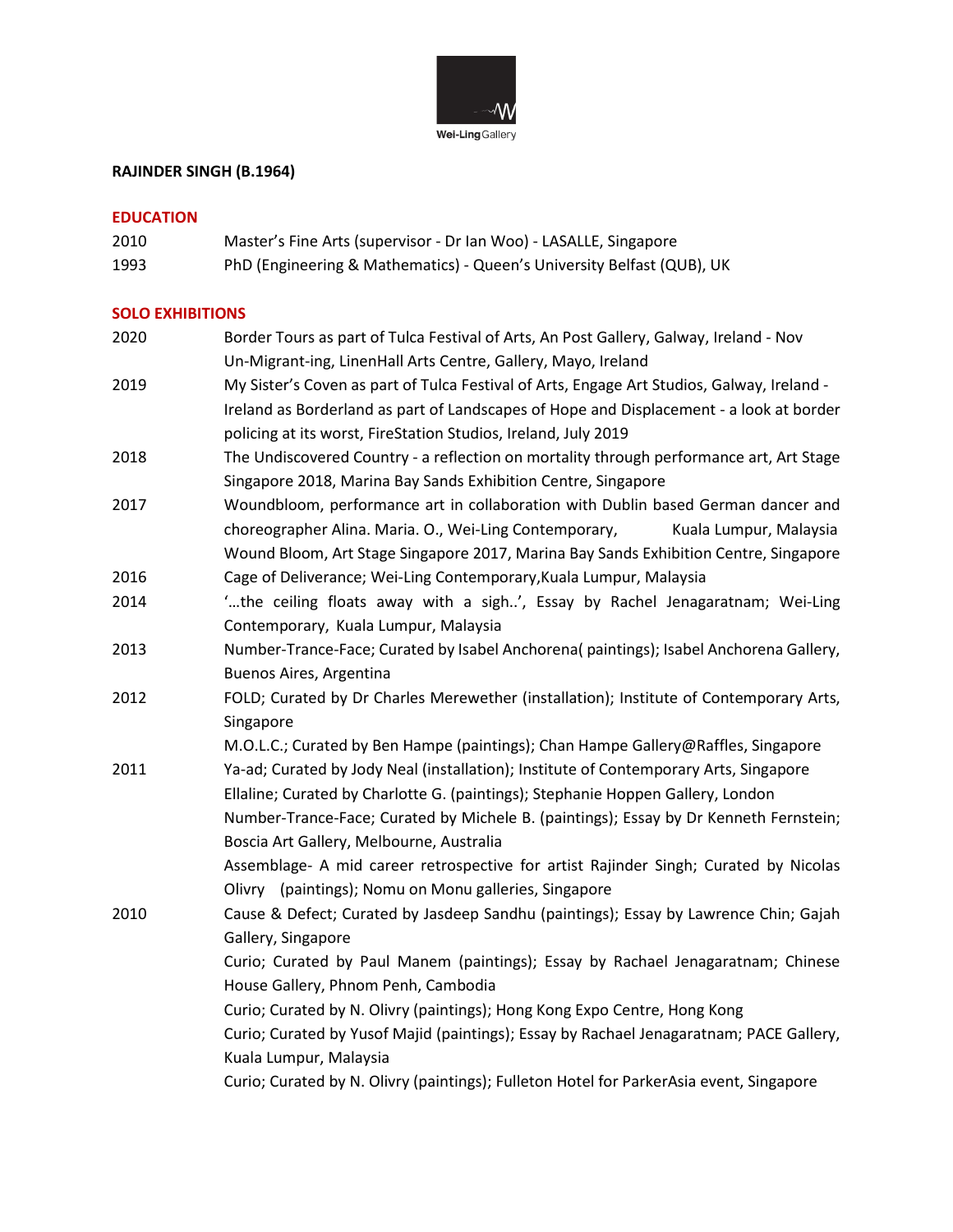Wei-Ling Gallery

**RAJINDER SINGH (B.1964)**

## EDUCATION

| | |
|---|---|
| 2010 | Master's Fine Arts (supervisor - Dr Ian Woo) - LASALLE, Singapore |
| 1993 | PhD (Engineering & Mathematics) - Queen's University Belfast (QUB), UK |

## SOLO EXHIBITIONS

| | |
|---|---|
| 2020 | Border Tours as part of Tulca Festival of Arts, An Post Gallery, Galway, Ireland - Nov<br>Un-Migrant-ing, LinenHall Arts Centre, Gallery, Mayo, Ireland |
| 2019 | My Sister's Coven as part of Tulca Festival of Arts, Engage Art Studios, Galway, Ireland -<br>Ireland as Borderland as part of Landscapes of Hope and Displacement - a look at border policing at its worst, FireStation Studios, Ireland, July 2019 |
| 2018 | The Undiscovered Country - a reflection on mortality through performance art, Art Stage Singapore 2018, Marina Bay Sands Exhibition Centre, Singapore |
| 2017 | Woundbloom, performance art in collaboration with Dublin based German dancer and choreographer Alina. Maria. O., Wei-Ling Contemporary, Kuala Lumpur, Malaysia<br>Wound Bloom, Art Stage Singapore 2017, Marina Bay Sands Exhibition Centre, Singapore |
| 2016 | Cage of Deliverance; Wei-Ling Contemporary,Kuala Lumpur, Malaysia |
| 2014 | '…the ceiling floats away with a sigh..', Essay by Rachel Jenagaratnam; Wei-Ling Contemporary, Kuala Lumpur, Malaysia |
| 2013 | Number-Trance-Face; Curated by Isabel Anchorena( paintings); Isabel Anchorena Gallery, Buenos Aires, Argentina |
| 2012 | FOLD; Curated by Dr Charles Merewether (installation); Institute of Contemporary Arts, Singapore<br>M.O.L.C.; Curated by Ben Hampe (paintings); Chan Hampe Gallery@Raffles, Singapore |
| 2011 | Ya-ad; Curated by Jody Neal (installation); Institute of Contemporary Arts, Singapore<br>Ellaline; Curated by Charlotte G. (paintings); Stephanie Hoppen Gallery, London<br>Number-Trance-Face; Curated by Michele B. (paintings); Essay by Dr Kenneth Fernstein; Boscia Art Gallery, Melbourne, Australia<br>Assemblage- A mid career retrospective for artist Rajinder Singh; Curated by Nicolas Olivry (paintings); Nomu on Monu galleries, Singapore |
| 2010 | Cause & Defect; Curated by Jasdeep Sandhu (paintings); Essay by Lawrence Chin; Gajah Gallery, Singapore<br>Curio; Curated by Paul Manem (paintings); Essay by Rachael Jenagaratnam; Chinese House Gallery, Phnom Penh, Cambodia<br>Curio; Curated by N. Olivry (paintings); Hong Kong Expo Centre, Hong Kong<br>Curio; Curated by Yusof Majid (paintings); Essay by Rachael Jenagaratnam; PACE Gallery, Kuala Lumpur, Malaysia<br>Curio; Curated by N. Olivry (paintings); Fulleton Hotel for ParkerAsia event, Singapore |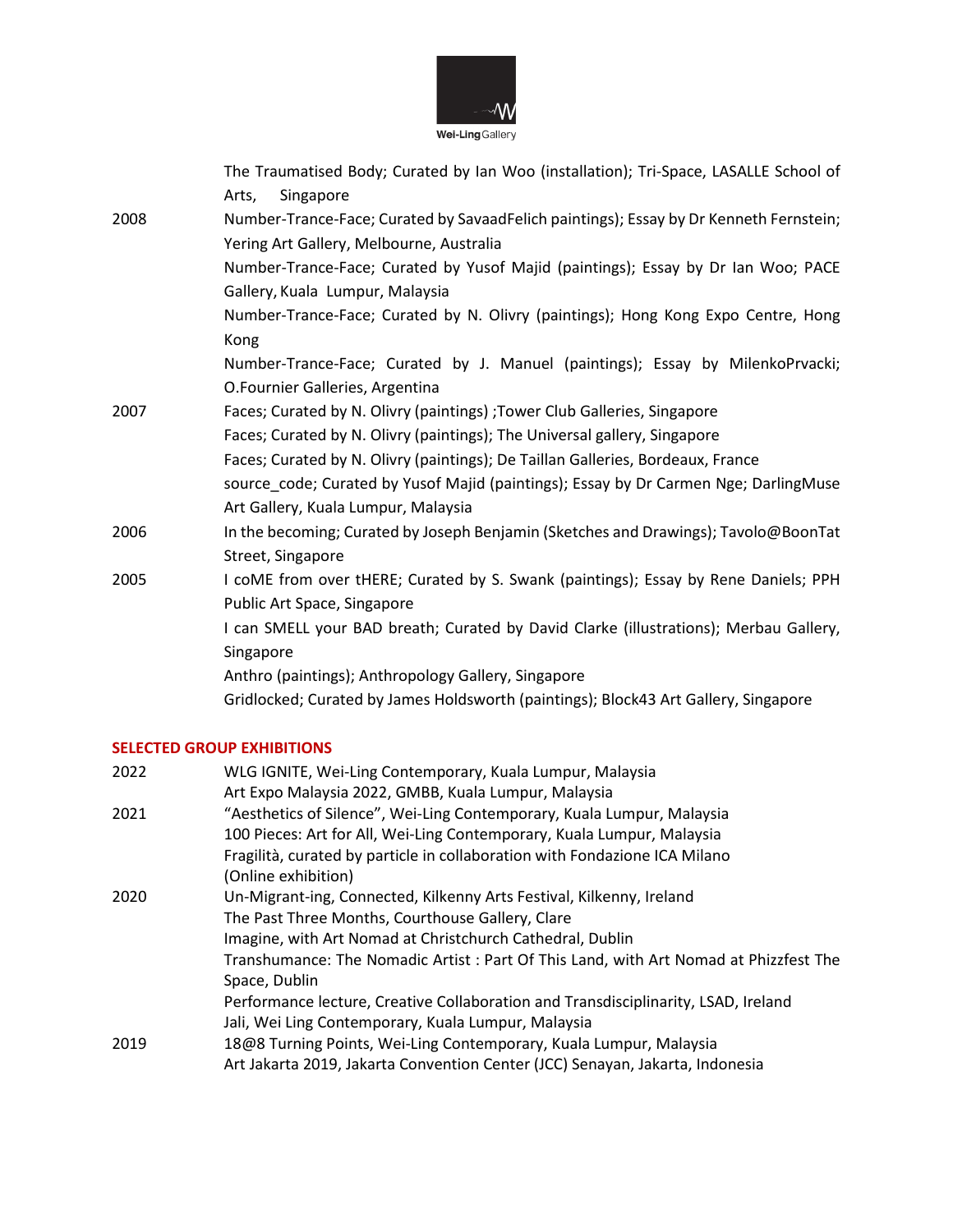| | |
|---|---|
| | The Traumatised Body; Curated by Ian Woo (installation); Tri-Space, LASALLE School of Arts, Singapore |
| 2008 | Number-Trance-Face; Curated by SavaadFelich paintings); Essay by Dr Kenneth Fernstein; Yering Art Gallery, Melbourne, Australia |
| | Number-Trance-Face; Curated by Yusof Majid (paintings); Essay by Dr Ian Woo; PACE Gallery, Kuala Lumpur, Malaysia |
| | Number-Trance-Face; Curated by N. Olivry (paintings); Hong Kong Expo Centre, Hong Kong |
| | Number-Trance-Face; Curated by J. Manuel (paintings); Essay by MilenkoPrvacki; O.Fournier Galleries, Argentina |
| 2007 | Faces; Curated by N. Olivry (paintings) ;Tower Club Galleries, Singapore |
| | Faces; Curated by N. Olivry (paintings); The Universal gallery, Singapore |
| | Faces; Curated by N. Olivry (paintings); De Taillan Galleries, Bordeaux, France |
| | source_code; Curated by Yusof Majid (paintings); Essay by Dr Carmen Nge; DarlingMuse Art Gallery, Kuala Lumpur, Malaysia |
| 2006 | In the becoming; Curated by Joseph Benjamin (Sketches and Drawings); Tavolo@BoonTat Street, Singapore |
| 2005 | I coME from over tHERE; Curated by S. Swank (paintings); Essay by Rene Daniels; PPH Public Art Space, Singapore |
| | I can SMELL your BAD breath; Curated by David Clarke (illustrations); Merbau Gallery, Singapore |
| | Anthro (paintings); Anthropology Gallery, Singapore |
| | Gridlocked; Curated by James Holdsworth (paintings); Block43 Art Gallery, Singapore |

## SELECTED GROUP EXHIBITIONS

| | |
|---|---|
| 2022 | WLG IGNITE, Wei-Ling Contemporary, Kuala Lumpur, Malaysia |
| | Art Expo Malaysia 2022, GMBB, Kuala Lumpur, Malaysia |
| 2021 | "Aesthetics of Silence", Wei-Ling Contemporary, Kuala Lumpur, Malaysia |
| | 100 Pieces: Art for All, Wei-Ling Contemporary, Kuala Lumpur, Malaysia |
| | Fragilità, curated by particle in collaboration with Fondazione ICA Milano (Online exhibition) |
| 2020 | Un-Migrant-ing, Connected, Kilkenny Arts Festival, Kilkenny, Ireland |
| | The Past Three Months, Courthouse Gallery, Clare |
| | Imagine, with Art Nomad at Christchurch Cathedral, Dublin |
| | Transhumance: The Nomadic Artist : Part Of This Land, with Art Nomad at Phizzfest The Space, Dublin |
| | Performance lecture, Creative Collaboration and Transdisciplinarity, LSAD, Ireland |
| | Jali, Wei Ling Contemporary, Kuala Lumpur, Malaysia |
| 2019 | 18@8 Turning Points, Wei-Ling Contemporary, Kuala Lumpur, Malaysia |
| | Art Jakarta 2019, Jakarta Convention Center (JCC) Senayan, Jakarta, Indonesia |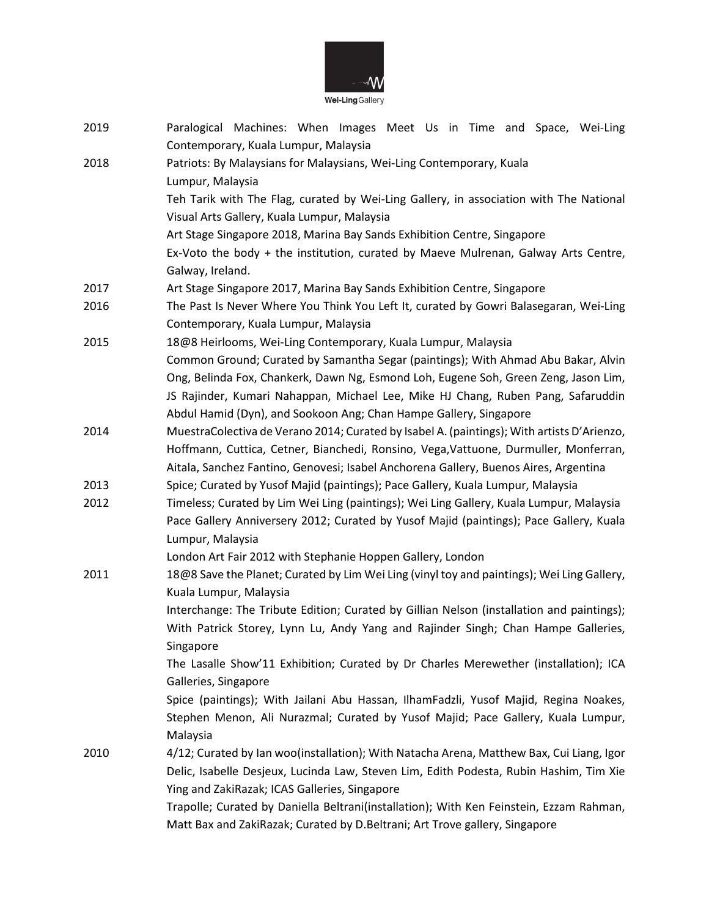2019 Paralogical Machines: When Images Meet Us in Time and Space, Wei-Ling Contemporary, Kuala Lumpur, Malaysia

2018 Patriots: By Malaysians for Malaysians, Wei-Ling Contemporary, Kuala Lumpur, Malaysia

Teh Tarik with The Flag, curated by Wei-Ling Gallery, in association with The National Visual Arts Gallery, Kuala Lumpur, Malaysia

Art Stage Singapore 2018, Marina Bay Sands Exhibition Centre, Singapore

Ex-Voto the body + the institution, curated by Maeve Mulrenan, Galway Arts Centre, Galway, Ireland.

2017 Art Stage Singapore 2017, Marina Bay Sands Exhibition Centre, Singapore

2016 The Past Is Never Where You Think You Left It, curated by Gowri Balasegaran, Wei-Ling Contemporary, Kuala Lumpur, Malaysia

2015 18@8 Heirlooms, Wei-Ling Contemporary, Kuala Lumpur, Malaysia

Common Ground; Curated by Samantha Segar (paintings); With Ahmad Abu Bakar, Alvin Ong, Belinda Fox, Chankerk, Dawn Ng, Esmond Loh, Eugene Soh, Green Zeng, Jason Lim, JS Rajinder, Kumari Nahappan, Michael Lee, Mike HJ Chang, Ruben Pang, Safaruddin Abdul Hamid (Dyn), and Sookoon Ang; Chan Hampe Gallery, Singapore

2014 MuestraColectiva de Verano 2014; Curated by Isabel A. (paintings); With artists D'Arienzo, Hoffmann, Cuttica, Cetner, Bianchedi, Ronsino, Vega,Vattuone, Durmuller, Monferran, Aitala, Sanchez Fantino, Genovesi; Isabel Anchorena Gallery, Buenos Aires, Argentina

2013 Spice; Curated by Yusof Majid (paintings); Pace Gallery, Kuala Lumpur, Malaysia

2012 Timeless; Curated by Lim Wei Ling (paintings); Wei Ling Gallery, Kuala Lumpur, Malaysia

Pace Gallery Anniversery 2012; Curated by Yusof Majid (paintings); Pace Gallery, Kuala Lumpur, Malaysia

London Art Fair 2012 with Stephanie Hoppen Gallery, London

2011 18@8 Save the Planet; Curated by Lim Wei Ling (vinyl toy and paintings); Wei Ling Gallery, Kuala Lumpur, Malaysia

Interchange: The Tribute Edition; Curated by Gillian Nelson (installation and paintings); With Patrick Storey, Lynn Lu, Andy Yang and Rajinder Singh; Chan Hampe Galleries, Singapore

The Lasalle Show'11 Exhibition; Curated by Dr Charles Merewether (installation); ICA Galleries, Singapore

Spice (paintings); With Jailani Abu Hassan, IlhamFadzli, Yusof Majid, Regina Noakes, Stephen Menon, Ali Nurazmal; Curated by Yusof Majid; Pace Gallery, Kuala Lumpur, Malaysia

2010 4/12; Curated by Ian woo(installation); With Natacha Arena, Matthew Bax, Cui Liang, Igor Delic, Isabelle Desjeux, Lucinda Law, Steven Lim, Edith Podesta, Rubin Hashim, Tim Xie Ying and ZakiRazak; ICAS Galleries, Singapore

Trapolle; Curated by Daniella Beltrani(installation); With Ken Feinstein, Ezzam Rahman, Matt Bax and ZakiRazak; Curated by D.Beltrani; Art Trove gallery, Singapore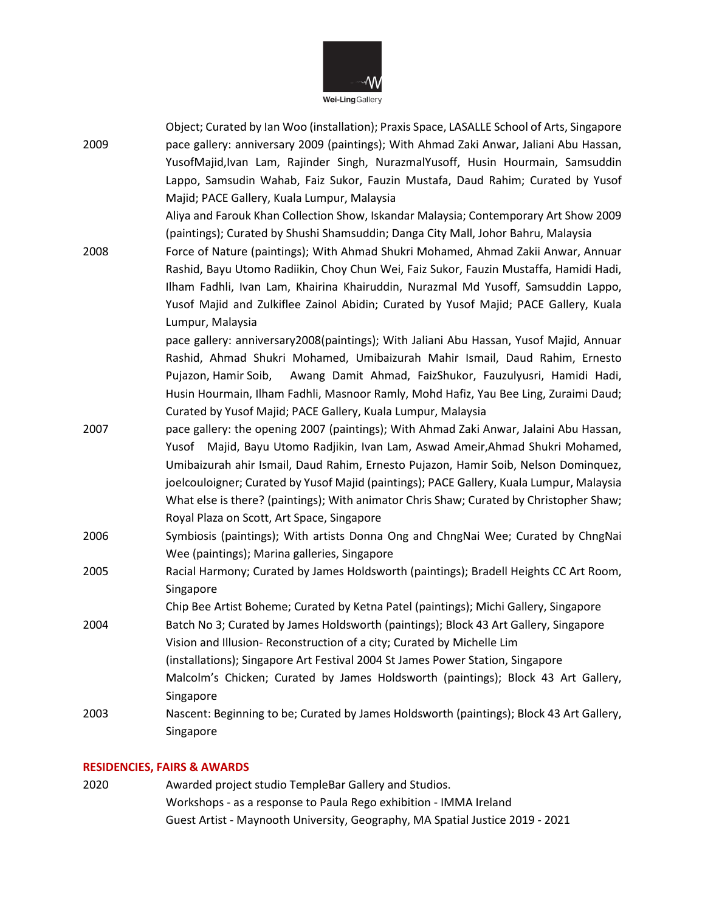Object; Curated by Ian Woo (installation); Praxis Space, LASALLE School of Arts, Singapore

2009
pace gallery: anniversary 2009 (paintings); With Ahmad Zaki Anwar, Jaliani Abu Hassan, YusofMajid,Ivan Lam, Rajinder Singh, NurazmalYusoff, Husin Hourmain, Samsuddin Lappo, Samsudin Wahab, Faiz Sukor, Fauzin Mustafa, Daud Rahim; Curated by Yusof Majid; PACE Gallery, Kuala Lumpur, Malaysia

Aliya and Farouk Khan Collection Show, Iskandar Malaysia; Contemporary Art Show 2009 (paintings); Curated by Shushi Shamsuddin; Danga City Mall, Johor Bahru, Malaysia

2008
Force of Nature (paintings); With Ahmad Shukri Mohamed, Ahmad Zakii Anwar, Annuar Rashid, Bayu Utomo Radiikin, Choy Chun Wei, Faiz Sukor, Fauzin Mustaffa, Hamidi Hadi, Ilham Fadhli, Ivan Lam, Khairina Khairuddin, Nurazmal Md Yusoff, Samsuddin Lappo, Yusof Majid and Zulkiflee Zainol Abidin; Curated by Yusof Majid; PACE Gallery, Kuala Lumpur, Malaysia

pace gallery: anniversary2008(paintings); With Jaliani Abu Hassan, Yusof Majid, Annuar Rashid, Ahmad Shukri Mohamed, Umibaizurah Mahir Ismail, Daud Rahim, Ernesto Pujazon, Hamir Soib, Awang Damit Ahmad, FaizShukor, Fauzulyusri, Hamidi Hadi, Husin Hourmain, Ilham Fadhli, Masnoor Ramly, Mohd Hafiz, Yau Bee Ling, Zuraimi Daud; Curated by Yusof Majid; PACE Gallery, Kuala Lumpur, Malaysia

2007
pace gallery: the opening 2007 (paintings); With Ahmad Zaki Anwar, Jalaini Abu Hassan, Yusof Majid, Bayu Utomo Radjikin, Ivan Lam, Aswad Ameir,Ahmad Shukri Mohamed, Umibaizurah ahir Ismail, Daud Rahim, Ernesto Pujazon, Hamir Soib, Nelson Dominquez, joelcouloigner; Curated by Yusof Majid (paintings); PACE Gallery, Kuala Lumpur, Malaysia

What else is there? (paintings); With animator Chris Shaw; Curated by Christopher Shaw; Royal Plaza on Scott, Art Space, Singapore

2006
Symbiosis (paintings); With artists Donna Ong and ChngNai Wee; Curated by ChngNai Wee (paintings); Marina galleries, Singapore

2005
Racial Harmony; Curated by James Holdsworth (paintings); Bradell Heights CC Art Room, Singapore

Chip Bee Artist Boheme; Curated by Ketna Patel (paintings); Michi Gallery, Singapore

2004
Batch No 3; Curated by James Holdsworth (paintings); Block 43 Art Gallery, Singapore

Vision and Illusion- Reconstruction of a city; Curated by Michelle Lim (installations); Singapore Art Festival 2004 St James Power Station, Singapore

Malcolm's Chicken; Curated by James Holdsworth (paintings); Block 43 Art Gallery, Singapore

2003
Nascent: Beginning to be; Curated by James Holdsworth (paintings); Block 43 Art Gallery, Singapore

## RESIDENCIES, FAIRS & AWARDS

2020
Awarded project studio TempleBar Gallery and Studios.

Workshops - as a response to Paula Rego exhibition - IMMA Ireland

Guest Artist - Maynooth University, Geography, MA Spatial Justice 2019 - 2021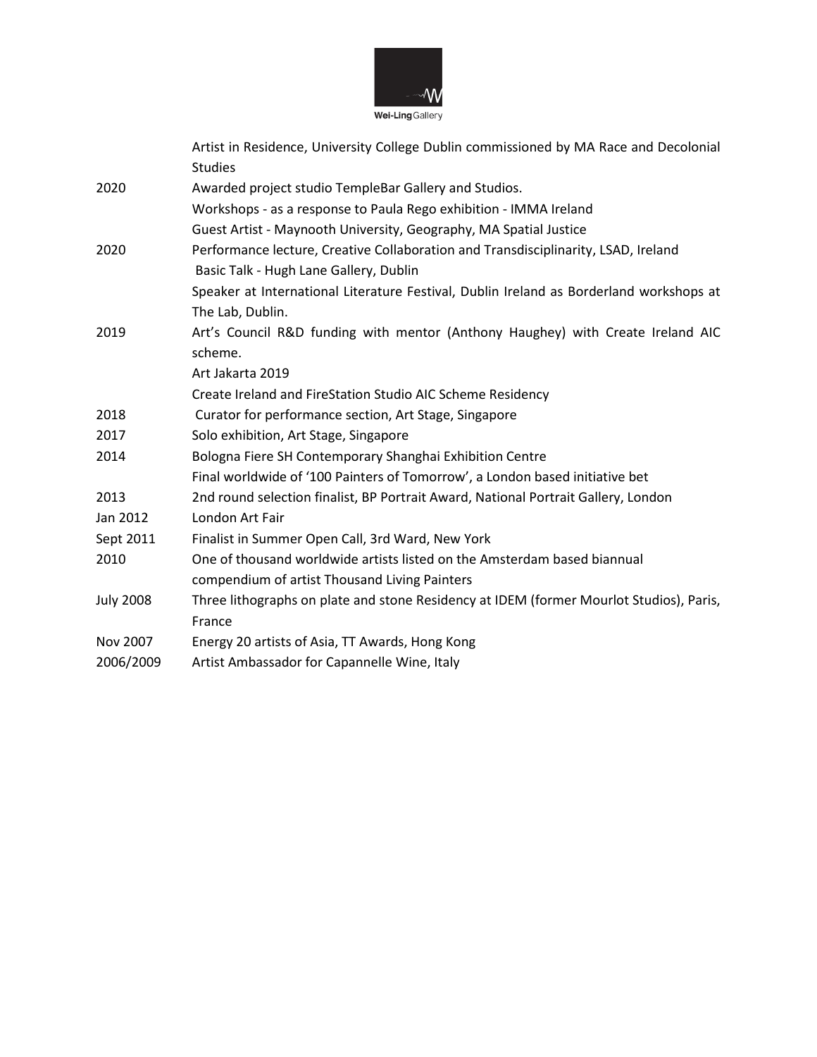| | |
|---|---|
| | Artist in Residence, University College Dublin commissioned by MA Race and Decolonial Studies |
| 2020 | Awarded project studio TempleBar Gallery and Studios. |
| | Workshops - as a response to Paula Rego exhibition - IMMA Ireland |
| | Guest Artist - Maynooth University, Geography, MA Spatial Justice |
| 2020 | Performance lecture, Creative Collaboration and Transdisciplinarity, LSAD, Ireland |
| | Basic Talk - Hugh Lane Gallery, Dublin |
| | Speaker at International Literature Festival, Dublin Ireland as Borderland workshops at The Lab, Dublin. |
| 2019 | Art's Council R&D funding with mentor (Anthony Haughey) with Create Ireland AIC scheme. |
| | Art Jakarta 2019 |
| | Create Ireland and FireStation Studio AIC Scheme Residency |
| 2018 | Curator for performance section, Art Stage, Singapore |
| 2017 | Solo exhibition, Art Stage, Singapore |
| 2014 | Bologna Fiere SH Contemporary Shanghai Exhibition Centre |
| | Final worldwide of '100 Painters of Tomorrow', a London based initiative bet |
| 2013 | 2nd round selection finalist, BP Portrait Award, National Portrait Gallery, London |
| Jan 2012 | London Art Fair |
| Sept 2011 | Finalist in Summer Open Call, 3rd Ward, New York |
| 2010 | One of thousand worldwide artists listed on the Amsterdam based biannual compendium of artist Thousand Living Painters |
| July 2008 | Three lithographs on plate and stone Residency at IDEM (former Mourlot Studios), Paris, France |
| Nov 2007 | Energy 20 artists of Asia, TT Awards, Hong Kong |
| 2006/2009 | Artist Ambassador for Capannelle Wine, Italy |